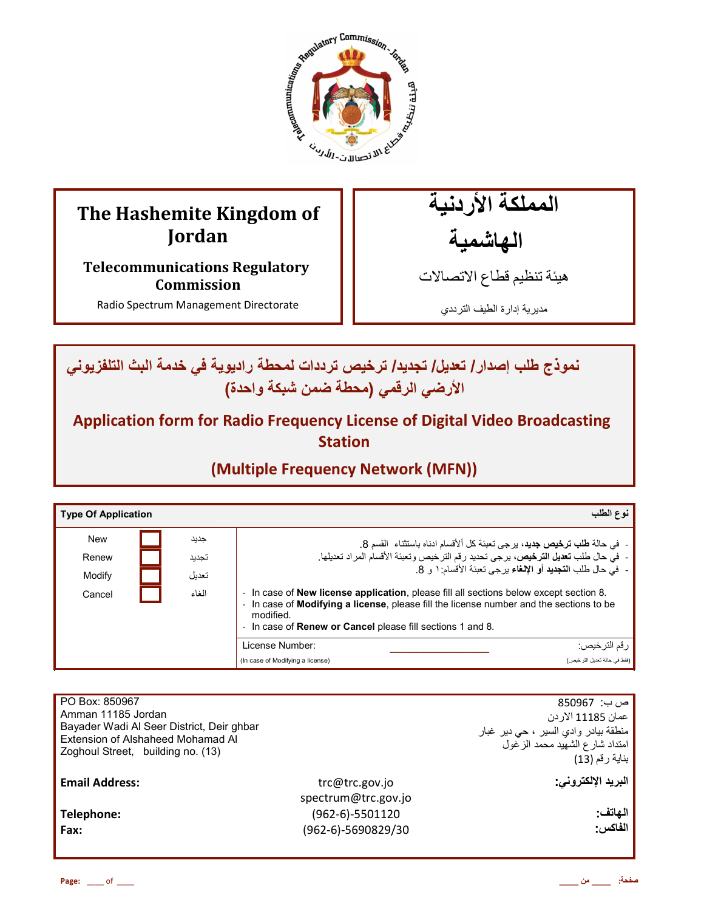| The Hashemite Kingdom of Jordan | المملكة الأردنية الهاشمية |
|---|---|
| **Telecommunications Regulatory Commission** | هيئة تنظيم قطاع الاتصالات |
| Radio Spectrum Management Directorate | مديرية إدارة الطيف الترددي |

# نموذج طلب إصدار/ تعديل/ تجديد/ ترخيص ترددات لمحطة راديوية في خدمة البث التلفزيوني الأرضي الرقمي (محطة ضمن شبكة واحدة)

# Application form for Radio Frequency License of Digital Video Broadcasting Station

## (Multiple Frequency Network (MFN))

| **Type Of Application** | | | **نوع الطلب** |
|---|---|---|---|
| New | ☐ | جديد | - في حالة **طلب ترخيص جديد**، يرجى تعبئة كل ألأقسام ادناه باستثناء القسم 8. |
| Renew | ☐ | تجديد | - في حال طلب **تعديل الترخيص**، يرجى تحديد رقم الترخيص وتعبئة الأقسام المراد تعديلها. |
| Modify | ☐ | تعديل | - في حال طلب **التجديد أو الإلغاء** يرجى تعبئة الأقسام:١ و 8. |
| Cancel | ☐ | الغاء | - In case of **New license application**, please fill all sections below except section 8.<br>- In case of **Modifying a license**, please fill the license number and the sections to be modified.<br>- In case of **Renew or Cancel** please fill sections 1 and 8. |
| | | | License Number: ________________ رقم الترخيص:<br>(In case of Modifying a license) (فقط في حالة تعديل الترخيص) |

| | | |
|---|---|---|
| PO Box: 850967<br>Amman 11185 Jordan<br>Bayader Wadi Al Seer District, Deir ghbar<br>Extension of Alshaheed Mohamad Al Zoghoul Street, building no. (13) | | ص ب: 850967<br>عمان 11185 الاردن<br>منطقة بيادر وادي السير ، حي دير غبار<br>امتداد شارع الشهيد محمد الزغول<br>بناية رقم (13) |
| **Email Address:** | trc@trc.gov.jo<br>spectrum@trc.gov.jo | **البريد الإلكتروني:** |
| **Telephone:** | (962-6)-5501120 | **الهاتف:** |
| **Fax:** | (962-6)-5690829/30 | **الفاكس:** |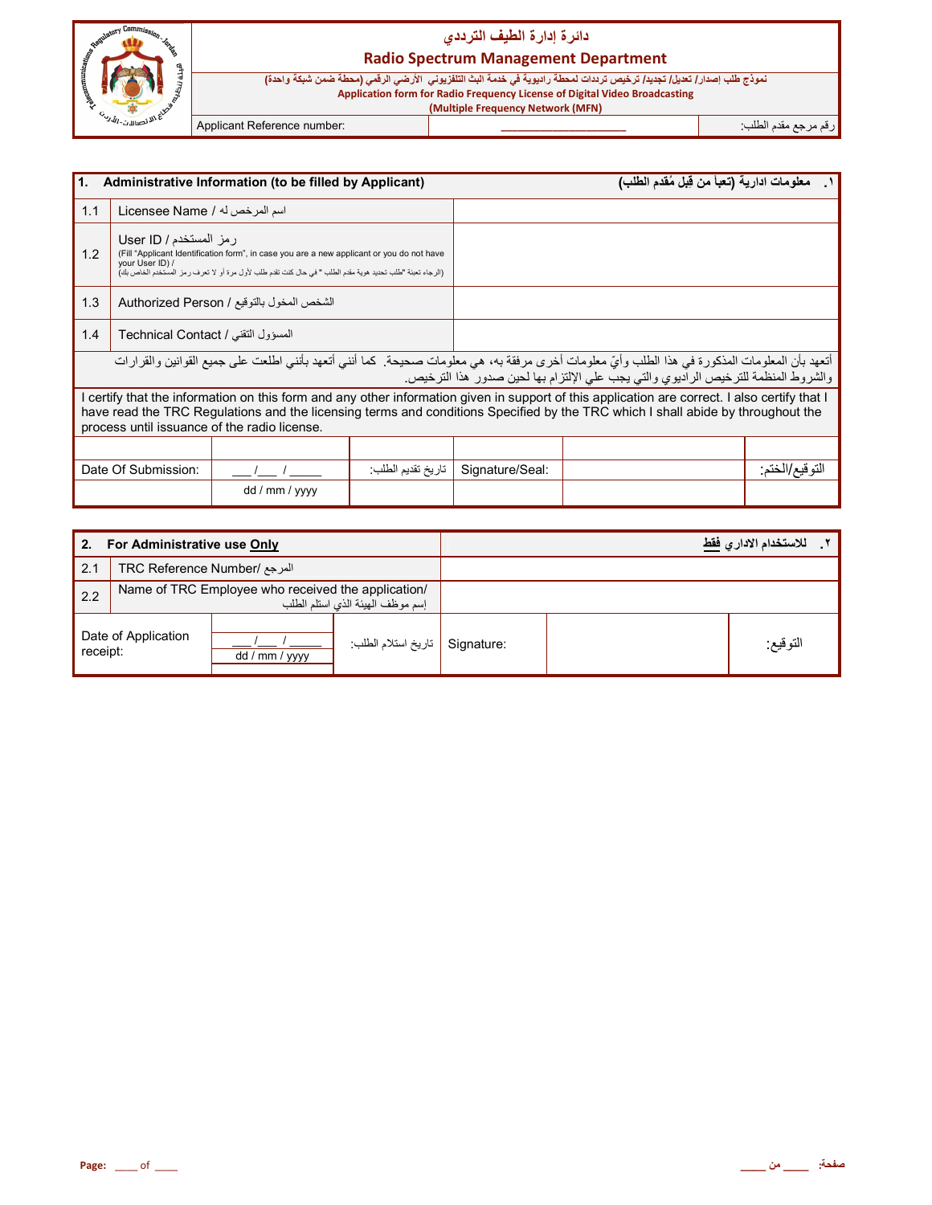# دائرة إدارة الطيف الترددي

## Radio Spectrum Management Department

نموذج طلب إصدار/ تعديل/ تجديد/ ترخيص ترددات لمحطة راديوية في خدمة البث التلفزيوني الأرضي الرقمي (محطة ضمن شبكة واحدة)

**Application form for Radio Frequency License of Digital Video Broadcasting (Multiple Frequency Network (MFN)**

| Applicant Reference number: | ____________________ | رقم مرجع مقدم الطلب: |
|---|---|---|

| 1. Administrative Information (to be filled by Applicant) | ١. معلومات ادارية (تعبأ من قِبل مُقدم الطلب) |
|---|---|
| 1.1 Licensee Name / اسم المرخص له | |
| 1.2 User ID / رمز المستخدم<br>(Fill "Applicant Identification form", in case you are a new applicant or you do not have your User ID) /<br>(الرجاء تعبئة "طلب تحديد هوية مقدم الطلب " في حال كنت تقدم طلب لأول مرة أو لا تعرف رمز المستخدم الخاص بك) | |
| 1.3 Authorized Person / الشخص المخول بالتوقيع | |
| 1.4 Technical Contact / المسؤول التقني | |

أتعهد بأن المعلومات المذكورة في هذا الطلب وأيّ معلومات أخرى مرفقة به، هي معلومات صحيحة. كما أنني أتعهد بأنني اطلعت على جميع القوانين والقرارات والشروط المنظمة للترخيص الراديوي والتي يجب علي الإلتزام بها لحين صدور هذا الترخيص.

I certify that the information on this form and any other information given in support of this application are correct. I also certify that I have read the TRC Regulations and the licensing terms and conditions Specified by the TRC which I shall abide by throughout the process until issuance of the radio license.

| Date Of Submission: | ___/___ / _____<br>dd / mm / yyyy | تاريخ تقديم الطلب: | Signature/Seal: | | التوقيع/الختم: |
|---|---|---|---|---|---|

| 2. For Administrative use **Only** | ٢. للاستخدام الاداري **فقط** |
|---|---|
| 2.1 TRC Reference Number/ المرجع | |
| 2.2 Name of TRC Employee who received the application/ إسم موظف الهيئة الذي استلم الطلب | |

| Date of Application receipt: | ___/___ / _____<br>dd / mm / yyyy | تاريخ استلام الطلب: | Signature: | | التوقيع: |
|---|---|---|---|---|---|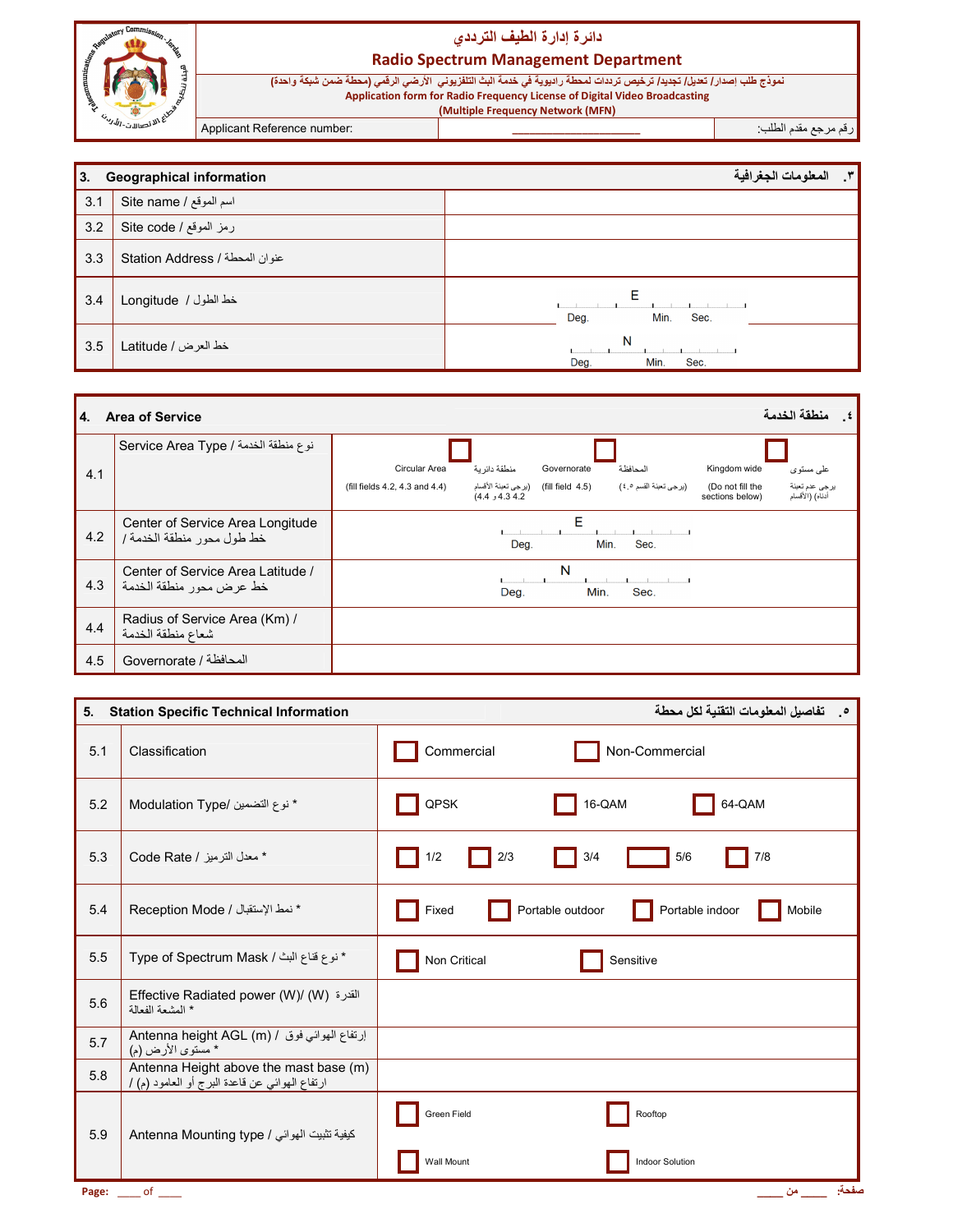# دائرة إدارة الطيف الترددي

## Radio Spectrum Management Department

نموذج طلب إصدار/ تعديل/ تجديد/ ترخيص ترددات لمحطة راديوية في خدمة البث التلفزيوني الأرضي الرقمي (محطة ضمن شبكة واحدة)

**Application form for Radio Frequency License of Digital Video Broadcasting (Multiple Frequency Network (MFN)**

| Applicant Reference number: | ______________ | رقم مرجع مقدم الطلب: |
|---|---|---|

| 3. Geographical information | | ٣. المعلومات الجغرافية |
|---|---|---|
| 3.1 | Site name / اسم الموقع | |
| 3.2 | Site code / رمز الموقع | |
| 3.3 | Station Address / عنوان المحطة | |
| 3.4 | Longitude / خط الطول | E: ___ Deg. ___ Min. ___ Sec. |
| 3.5 | Latitude / خط العرض | N: ___ Deg. ___ Min. ___ Sec. |

| 4. Area of Service | | ٤. منطقة الخدمة |
|---|---|---|
| 4.1 | Service Area Type / نوع منطقة الخدمة | ☐ Circular Area منطقة دائرية (fill fields 4.2, 4.3 and 4.4) (يرجى تعبئة الأقسام 4.2، 4.3 و 4.4) ☐ Governorate المحافظة (fill field 4.5) (يرجى تعبئة القسم ٤.٥) ☐ Kingdom wide على مستوى (Do not fill the sections below) يرجى عدم تعبئة الأقسام أدناه |
| 4.2 | Center of Service Area Longitude / خط طول محور منطقة الخدمة | E: ___ Deg. ___ Min. ___ Sec. |
| 4.3 | Center of Service Area Latitude / خط عرض محور منطقة الخدمة | N: ___ Deg. ___ Min. ___ Sec. |
| 4.4 | Radius of Service Area (Km) / شعاع منطقة الخدمة | |
| 4.5 | Governorate / المحافظة | |

| 5. Station Specific Technical Information | | ٥. تفاصيل المعلومات التقنية لكل محطة |
|---|---|---|
| 5.1 | Classification | ☐ Commercial ☐ Non-Commercial |
| 5.2 | Modulation Type/ نوع التضمين * | ☐ QPSK ☐ 16-QAM ☐ 64-QAM |
| 5.3 | Code Rate / معدل الترميز * | ☐ 1/2 ☐ 2/3 ☐ 3/4 ☐ 5/6 ☐ 7/8 |
| 5.4 | Reception Mode / نمط الإستقبال * | ☐ Fixed ☐ Portable outdoor ☐ Portable indoor ☐ Mobile |
| 5.5 | Type of Spectrum Mask / نوع قناع البث * | ☐ Non Critical ☐ Sensitive |
| 5.6 | Effective Radiated power (W)/ (W) القدرة المشعة الفعالة * | |
| 5.7 | Antenna height AGL (m) / إرتفاع الهوائي فوق مستوى الأرض (م) * | |
| 5.8 | Antenna Height above the mast base (m) / ارتفاع الهوائي عن قاعدة البرج أو العامود (م) | |
| 5.9 | Antenna Mounting type / كيفية تثبيت الهوائي | ☐ Green Field ☐ Rooftop ☐ Wall Mount ☐ Indoor Solution |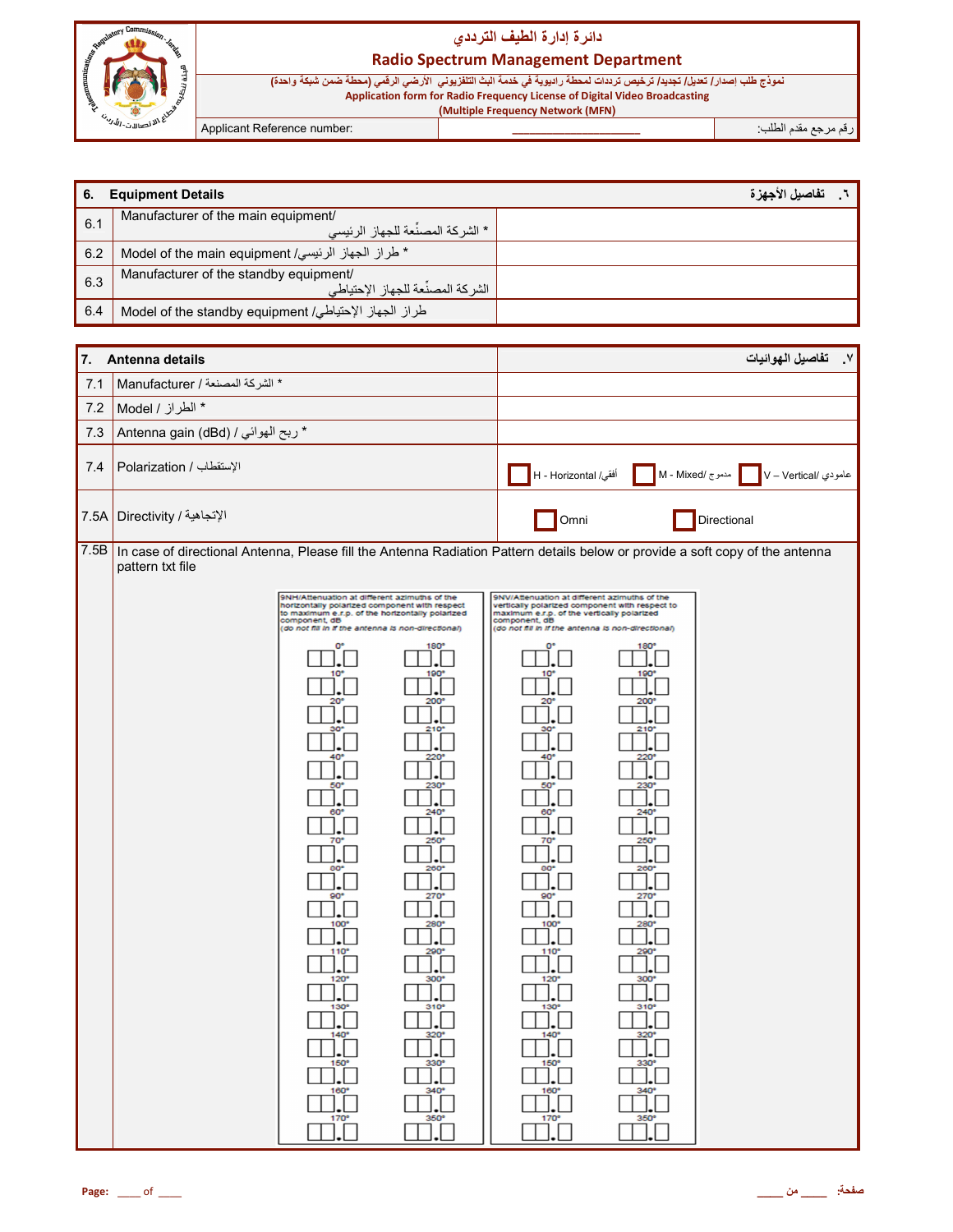| دائرة إدارة الطيف الترددي |
|---|
| **Radio Spectrum Management Department** |
| نموذج طلب إصدار/ تعديل/ تجديد/ ترخيص ترددات لمحطة راديوية في خدمة البث التلفزيوني الأرضي الرقمي (محطة ضمن شبكة واحدة) |
| Application form for Radio Frequency License of Digital Video Broadcasting (Multiple Frequency Network (MFN)) |

| Applicant Reference number: | ________________ | رقم مرجع مقدم الطلب: |
|---|---|---|

| **6. Equipment Details** | **٦. تفاصيل الأجهزة** |
|---|---|
| 6.1 Manufacturer of the main equipment/ الشركة المصنّعة للجهاز الرئيسي * | |
| 6.2 Model of the main equipment /طراز الجهاز الرئيسي * | |
| 6.3 Manufacturer of the standby equipment/ الشركة المصنّعة للجهاز الإحتياطي | |
| 6.4 Model of the standby equipment /طراز الجهاز الإحتياطي | |

| **7. Antenna details** | **٧. تفاصيل الهوائيات** |
|---|---|
| 7.1 Manufacturer / الشركة المصنعة * | |
| 7.2 Model / الطراز * | |
| 7.3 Antenna gain (dBd) / ربح الهوائي * | |
| 7.4 Polarization / الإستقطاب | ☐ H - Horizontal /أفقي ☐ M - Mixed/ ممزوج ☐ V – Vertical/ عامودي |
| 7.5A Directivity / الإتجاهية | ☐ Omni ☐ Directional |

7.5B In case of directional Antenna, Please fill the Antenna Radiation Pattern details below or provide a soft copy of the antenna pattern txt file

9NH/Attenuation at different azimuths of the horizontally polarized component with respect to maximum e.r.p. of the horizontally polarized component, dB
(*do not fill in if the antenna is non-directional*)

| Azimuth | Value | Azimuth | Value |
|---|---|---|---|
| 0° | ☐☐.☐ | 180° | ☐☐.☐ |
| 10° | ☐☐.☐ | 190° | ☐☐.☐ |
| 20° | ☐☐.☐ | 200° | ☐☐.☐ |
| 30° | ☐☐.☐ | 210° | ☐☐.☐ |
| 40° | ☐☐.☐ | 220° | ☐☐.☐ |
| 50° | ☐☐.☐ | 230° | ☐☐.☐ |
| 60° | ☐☐.☐ | 240° | ☐☐.☐ |
| 70° | ☐☐.☐ | 250° | ☐☐.☐ |
| 80° | ☐☐.☐ | 260° | ☐☐.☐ |
| 90° | ☐☐.☐ | 270° | ☐☐.☐ |
| 100° | ☐☐.☐ | 280° | ☐☐.☐ |
| 110° | ☐☐.☐ | 290° | ☐☐.☐ |
| 120° | ☐☐.☐ | 300° | ☐☐.☐ |
| 130° | ☐☐.☐ | 310° | ☐☐.☐ |
| 140° | ☐☐.☐ | 320° | ☐☐.☐ |
| 150° | ☐☐.☐ | 330° | ☐☐.☐ |
| 160° | ☐☐.☐ | 340° | ☐☐.☐ |
| 170° | ☐☐.☐ | 350° | ☐☐.☐ |

9NV/Attenuation at different azimuths of the vertically polarized component with respect to maximum e.r.p. of the vertically polarized component, dB
(*do not fill in if the antenna is non-directional*)

| Azimuth | Value | Azimuth | Value |
|---|---|---|---|
| 0° | ☐☐.☐ | 180° | ☐☐.☐ |
| 10° | ☐☐.☐ | 190° | ☐☐.☐ |
| 20° | ☐☐.☐ | 200° | ☐☐.☐ |
| 30° | ☐☐.☐ | 210° | ☐☐.☐ |
| 40° | ☐☐.☐ | 220° | ☐☐.☐ |
| 50° | ☐☐.☐ | 230° | ☐☐.☐ |
| 60° | ☐☐.☐ | 240° | ☐☐.☐ |
| 70° | ☐☐.☐ | 250° | ☐☐.☐ |
| 80° | ☐☐.☐ | 260° | ☐☐.☐ |
| 90° | ☐☐.☐ | 270° | ☐☐.☐ |
| 100° | ☐☐.☐ | 280° | ☐☐.☐ |
| 110° | ☐☐.☐ | 290° | ☐☐.☐ |
| 120° | ☐☐.☐ | 300° | ☐☐.☐ |
| 130° | ☐☐.☐ | 310° | ☐☐.☐ |
| 140° | ☐☐.☐ | 320° | ☐☐.☐ |
| 150° | ☐☐.☐ | 330° | ☐☐.☐ |
| 160° | ☐☐.☐ | 340° | ☐☐.☐ |
| 170° | ☐☐.☐ | 350° | ☐☐.☐ |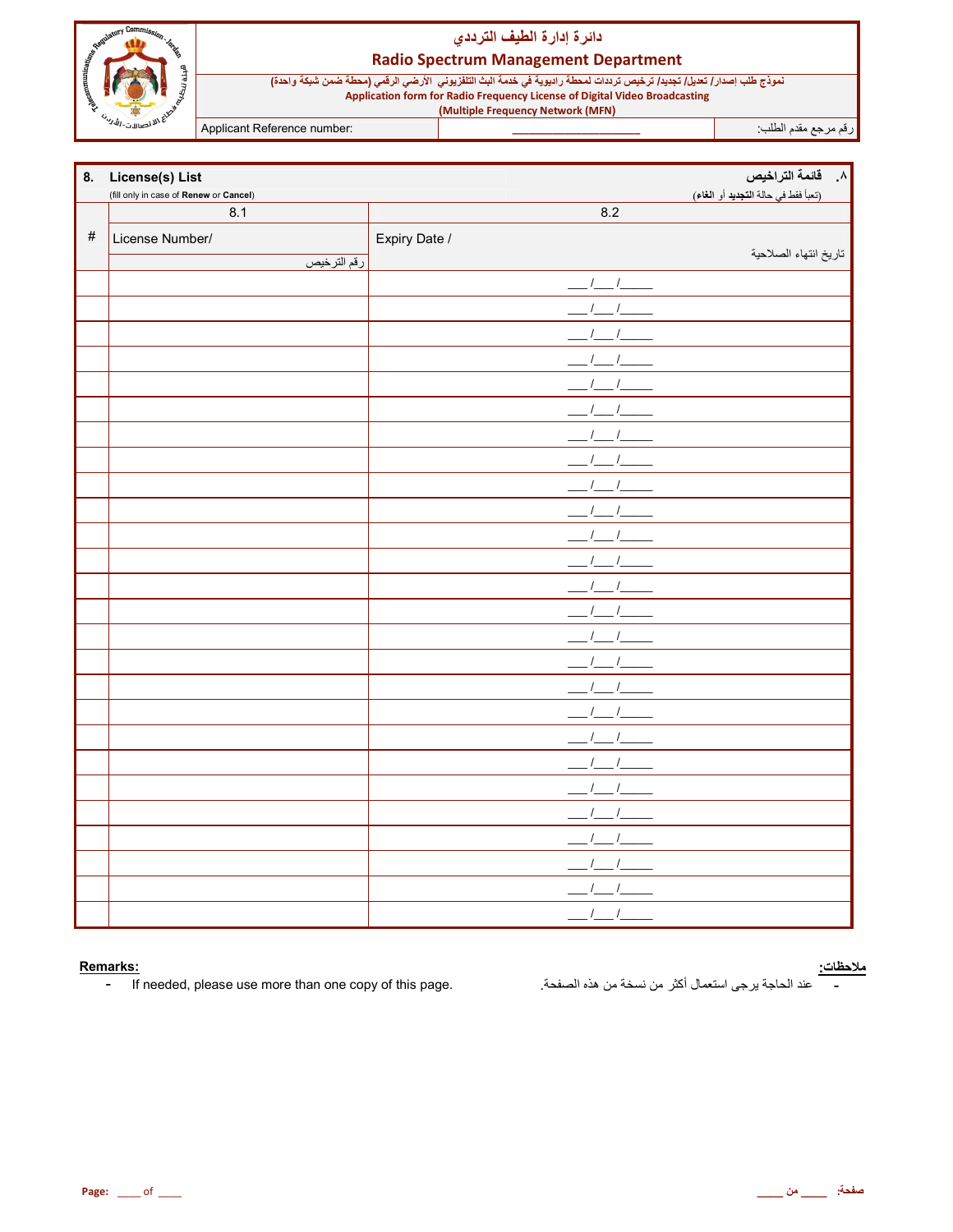# دائرة إدارة الطيف الترددي

## Radio Spectrum Management Department

نموذج طلب إصدار/ تعديل/ تجديد/ ترخيص ترددات لمحطة راديوية في خدمة البث التلفزيوني الأرضي الرقمي (محطة ضمن شبكة واحدة)

**Application form for Radio Frequency License of Digital Video Broadcasting (Multiple Frequency Network (MFN)**

| Applicant Reference number: | ____________________ | رقم مرجع مقدم الطلب: |
|---|---|---|

## 8. License(s) List — ٨. قائمة التراخيص

(fill only in case of **Renew** or **Cancel**) — (تعبأ فقط في حالة **التجديد** أو **الغاء**)

| # | 8.1 License Number/ رقم الترخيص | 8.2 Expiry Date / تاريخ انتهاء الصلاحية |
|---|---|---|
| | | ___/___/_____ |
| | | ___/___/_____ |
| | | ___/___/_____ |
| | | ___/___/_____ |
| | | ___/___/_____ |
| | | ___/___/_____ |
| | | ___/___/_____ |
| | | ___/___/_____ |
| | | ___/___/_____ |
| | | ___/___/_____ |
| | | ___/___/_____ |
| | | ___/___/_____ |
| | | ___/___/_____ |
| | | ___/___/_____ |
| | | ___/___/_____ |
| | | ___/___/_____ |
| | | ___/___/_____ |
| | | ___/___/_____ |
| | | ___/___/_____ |
| | | ___/___/_____ |
| | | ___/___/_____ |
| | | ___/___/_____ |
| | | ___/___/_____ |
| | | ___/___/_____ |
| | | ___/___/_____ |
| | | ___/___/_____ |

**Remarks:**

- If needed, please use more than one copy of this page.

**ملاحظات:**

- عند الحاجة يرجى استعمال أكثر من نسخة من هذه الصفحة.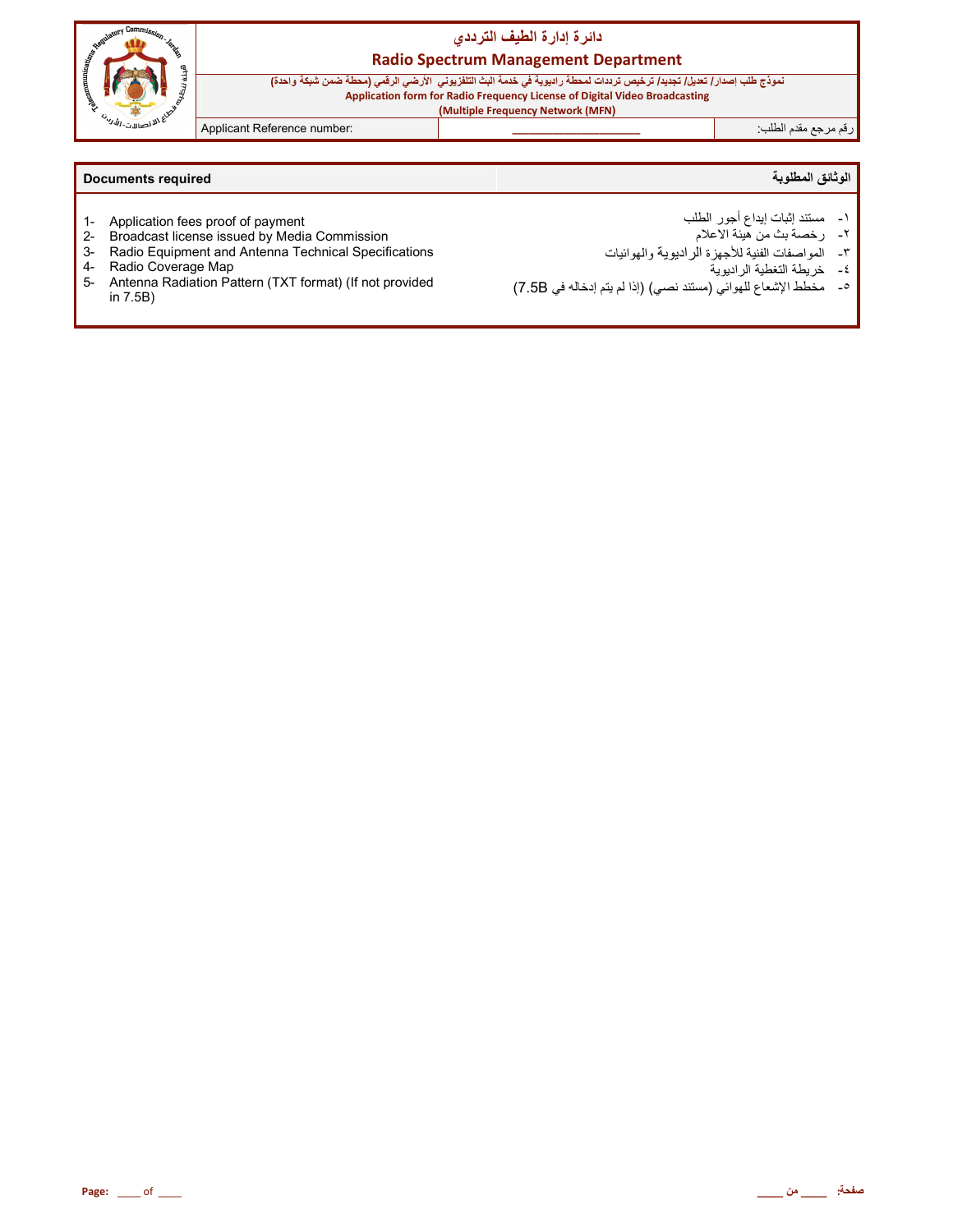# دائرة إدارة الطيف الترددي

## Radio Spectrum Management Department

نموذج طلب إصدار/ تعديل/ تجديد/ ترخيص ترددات لمحطة راديوية في خدمة البث التلفزيوني الأرضي الرقمي (محطة ضمن شبكة واحدة)

**Application form for Radio Frequency License of Digital Video Broadcasting (Multiple Frequency Network (MFN))**

| Applicant Reference number: | ___________________ | رقم مرجع مقدم الطلب: |
|---|---|---|

| Documents required | الوثائق المطلوبة |
|---|---|
| 1- Application fees proof of payment | ١- مستند إثبات إيداع أجور الطلب |
| 2- Broadcast license issued by Media Commission | ٢- رخصة بث من هيئة الاعلام |
| 3- Radio Equipment and Antenna Technical Specifications | ٣- المواصفات الفنية للأجهزة الراديوية والهوائيات |
| 4- Radio Coverage Map | ٤- خريطة التغطية الراديوية |
| 5- Antenna Radiation Pattern (TXT format) (If not provided in 7.5B) | ٥- مخطط الإشعاع للهوائي (مستند نصي) (إذا لم يتم إدخاله في 7.5B) |